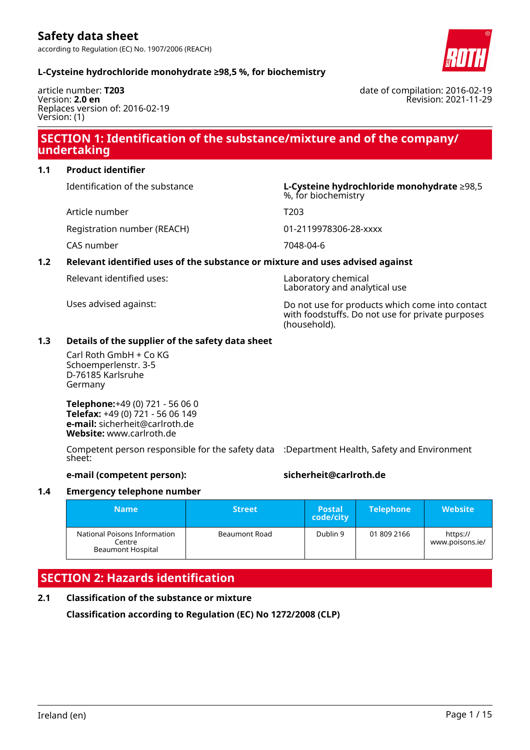# Safety data sheet

according to Regulation (EC) No. 1907/2006 (REACH)

**L-Cysteine hydrochloride monohydrate ≥98,5 %, for biochemistry**

article number: **T203**
Version: **2.0 en**
Replaces version of: 2016-02-19
Version: (1)

date of compilation: 2016-02-19
Revision: 2021-11-29

## SECTION 1: Identification of the substance/mixture and of the company/undertaking

### 1.1 Product identifier

| | |
|---|---|
| Identification of the substance | **L-Cysteine hydrochloride monohydrate** ≥98,5 %, for biochemistry |
| Article number | T203 |
| Registration number (REACH) | 01-2119978306-28-xxxx |
| CAS number | 7048-04-6 |

### 1.2 Relevant identified uses of the substance or mixture and uses advised against

| | |
|---|---|
| Relevant identified uses: | Laboratory chemical<br>Laboratory and analytical use |
| Uses advised against: | Do not use for products which come into contact with foodstuffs. Do not use for private purposes (household). |

### 1.3 Details of the supplier of the safety data sheet

Carl Roth GmbH + Co KG
Schoemperlenstr. 3-5
D-76185 Karlsruhe
Germany

**Telephone:**+49 (0) 721 - 56 06 0
**Telefax:** +49 (0) 721 - 56 06 149
**e-mail:** sicherheit@carlroth.de
**Website:** www.carlroth.de

Competent person responsible for the safety data sheet: :Department Health, Safety and Environment

**e-mail (competent person):** **sicherheit@carlroth.de**

### 1.4 Emergency telephone number

| Name | Street | Postal code/city | Telephone | Website |
|---|---|---|---|---|
| National Poisons Information Centre Beaumont Hospital | Beaumont Road | Dublin 9 | 01 809 2166 | https://www.poisons.ie/ |

## SECTION 2: Hazards identification

### 2.1 Classification of the substance or mixture

**Classification according to Regulation (EC) No 1272/2008 (CLP)**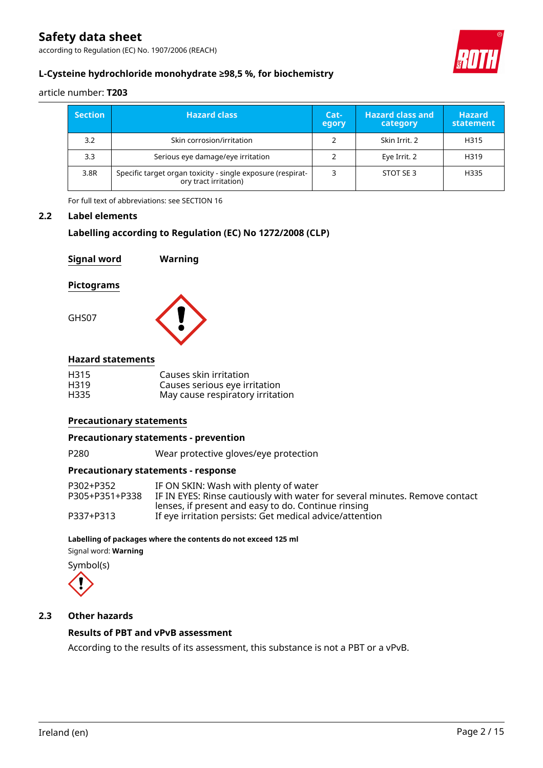| Section | Hazard class | Category | Hazard class and category | Hazard statement |
|---|---|---|---|---|
| 3.2 | Skin corrosion/irritation | 2 | Skin Irrit. 2 | H315 |
| 3.3 | Serious eye damage/eye irritation | 2 | Eye Irrit. 2 | H319 |
| 3.8R | Specific target organ toxicity - single exposure (respiratory tract irritation) | 3 | STOT SE 3 | H335 |

For full text of abbreviations: see SECTION 16

## 2.2 Label elements

### Labelling according to Regulation (EC) No 1272/2008 (CLP)

**Signal word** **Warning**

**Pictograms**

GHS07

**Hazard statements**

| | |
|---|---|
| H315 | Causes skin irritation |
| H319 | Causes serious eye irritation |
| H335 | May cause respiratory irritation |

**Precautionary statements**

**Precautionary statements - prevention**

| | |
|---|---|
| P280 | Wear protective gloves/eye protection |

**Precautionary statements - response**

| | |
|---|---|
| P302+P352 | IF ON SKIN: Wash with plenty of water |
| P305+P351+P338 | IF IN EYES: Rinse cautiously with water for several minutes. Remove contact lenses, if present and easy to do. Continue rinsing |
| P337+P313 | If eye irritation persists: Get medical advice/attention |

**Labelling of packages where the contents do not exceed 125 ml**

Signal word: **Warning**

Symbol(s)

## 2.3 Other hazards

**Results of PBT and vPvB assessment**

According to the results of its assessment, this substance is not a PBT or a vPvB.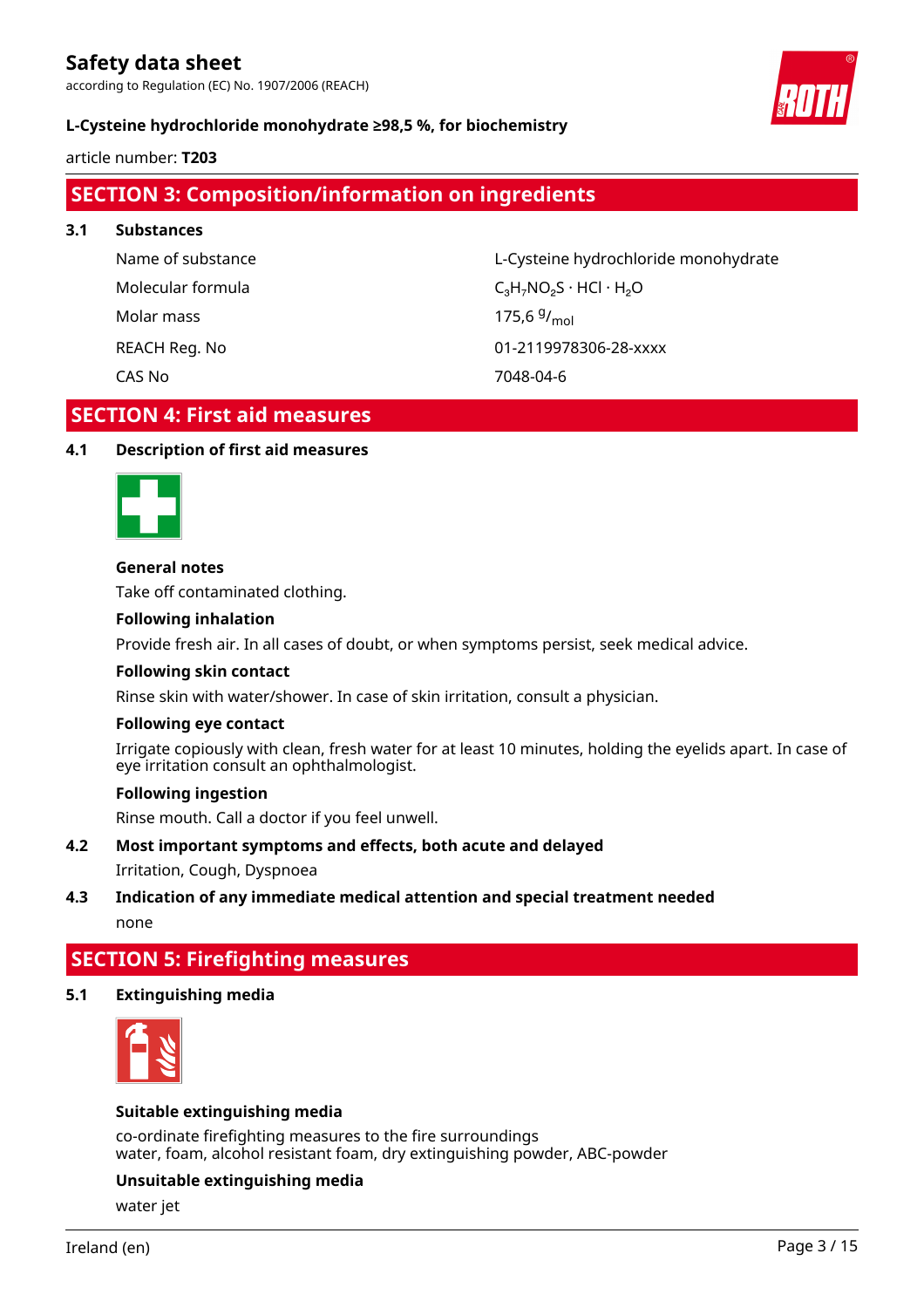## SECTION 3: Composition/information on ingredients

### 3.1 Substances

| | |
|---|---|
| Name of substance | L-Cysteine hydrochloride monohydrate |
| Molecular formula | $C_3H_7NO_2S \cdot HCl \cdot H_2O$ |
| Molar mass | 175,6 $^{g}/_{mol}$ |
| REACH Reg. No | 01-2119978306-28-xxxx |
| CAS No | 7048-04-6 |

## SECTION 4: First aid measures

### 4.1 Description of first aid measures

**General notes**

Take off contaminated clothing.

**Following inhalation**

Provide fresh air. In all cases of doubt, or when symptoms persist, seek medical advice.

**Following skin contact**

Rinse skin with water/shower. In case of skin irritation, consult a physician.

**Following eye contact**

Irrigate copiously with clean, fresh water for at least 10 minutes, holding the eyelids apart. In case of eye irritation consult an ophthalmologist.

**Following ingestion**

Rinse mouth. Call a doctor if you feel unwell.

### 4.2 Most important symptoms and effects, both acute and delayed

Irritation, Cough, Dyspnoea

### 4.3 Indication of any immediate medical attention and special treatment needed

none

## SECTION 5: Firefighting measures

### 5.1 Extinguishing media

**Suitable extinguishing media**

co-ordinate firefighting measures to the fire surroundings
water, foam, alcohol resistant foam, dry extinguishing powder, ABC-powder

**Unsuitable extinguishing media**

water jet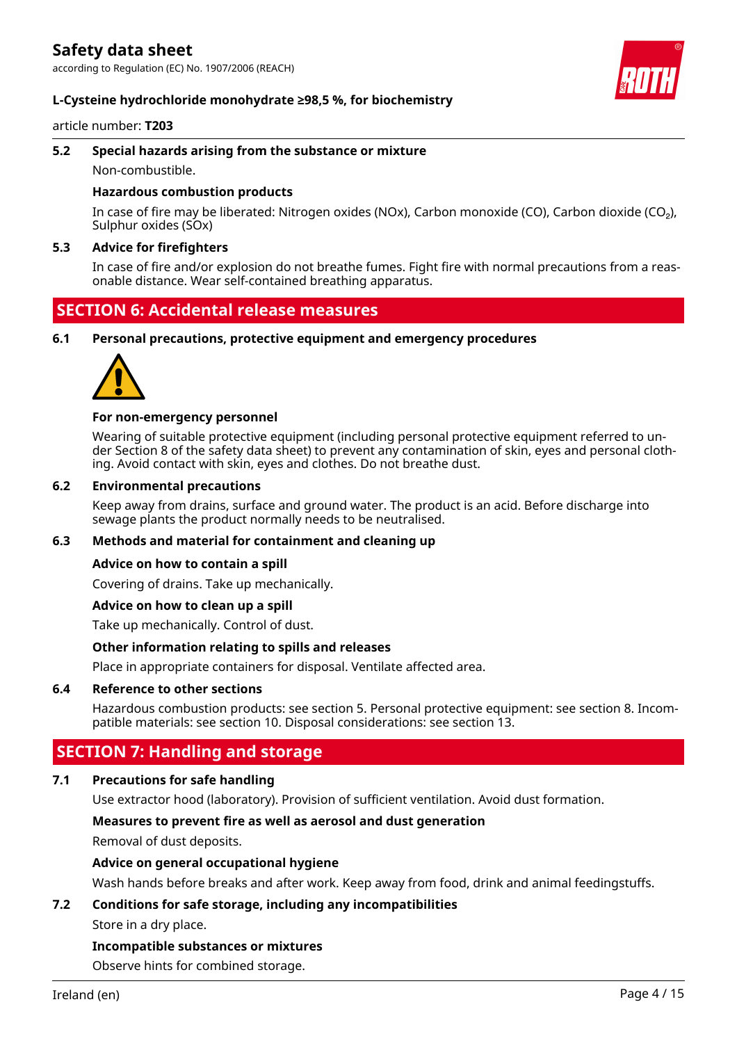### 5.2 Special hazards arising from the substance or mixture

Non-combustible.

**Hazardous combustion products**

In case of fire may be liberated: Nitrogen oxides (NOx), Carbon monoxide (CO), Carbon dioxide ($CO_2$), Sulphur oxides (SOx)

### 5.3 Advice for firefighters

In case of fire and/or explosion do not breathe fumes. Fight fire with normal precautions from a reasonable distance. Wear self-contained breathing apparatus.

## SECTION 6: Accidental release measures

### 6.1 Personal precautions, protective equipment and emergency procedures

**For non-emergency personnel**

Wearing of suitable protective equipment (including personal protective equipment referred to under Section 8 of the safety data sheet) to prevent any contamination of skin, eyes and personal clothing. Avoid contact with skin, eyes and clothes. Do not breathe dust.

### 6.2 Environmental precautions

Keep away from drains, surface and ground water. The product is an acid. Before discharge into sewage plants the product normally needs to be neutralised.

### 6.3 Methods and material for containment and cleaning up

**Advice on how to contain a spill**

Covering of drains. Take up mechanically.

**Advice on how to clean up a spill**

Take up mechanically. Control of dust.

**Other information relating to spills and releases**

Place in appropriate containers for disposal. Ventilate affected area.

### 6.4 Reference to other sections

Hazardous combustion products: see section 5. Personal protective equipment: see section 8. Incompatible materials: see section 10. Disposal considerations: see section 13.

## SECTION 7: Handling and storage

### 7.1 Precautions for safe handling

Use extractor hood (laboratory). Provision of sufficient ventilation. Avoid dust formation.

**Measures to prevent fire as well as aerosol and dust generation**

Removal of dust deposits.

**Advice on general occupational hygiene**

Wash hands before breaks and after work. Keep away from food, drink and animal feedingstuffs.

### 7.2 Conditions for safe storage, including any incompatibilities

Store in a dry place.

**Incompatible substances or mixtures**

Observe hints for combined storage.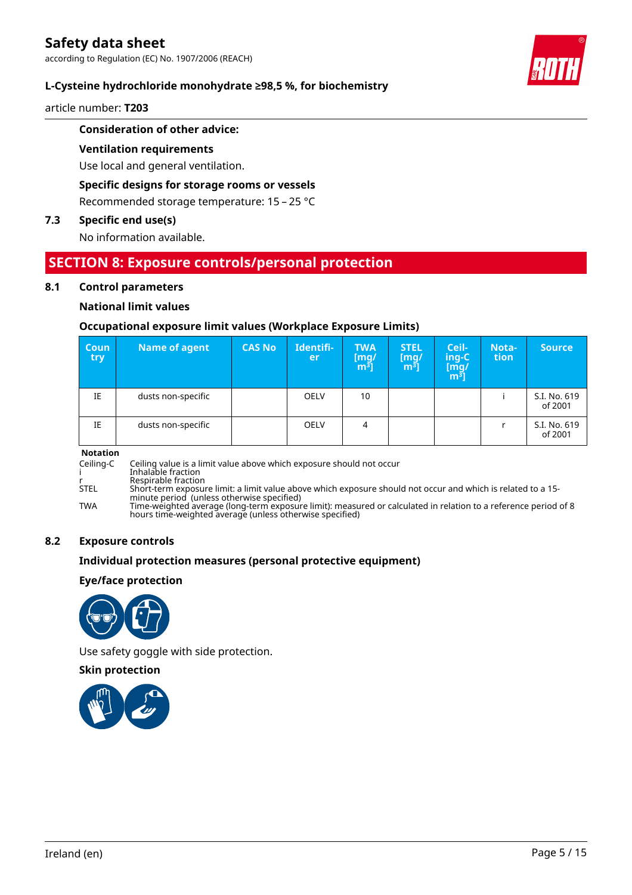**Consideration of other advice:**

**Ventilation requirements**

Use local and general ventilation.

**Specific designs for storage rooms or vessels**

Recommended storage temperature: 15 – 25 °C

**7.3 Specific end use(s)**

No information available.

## SECTION 8: Exposure controls/personal protection

### 8.1 Control parameters

**National limit values**

**Occupational exposure limit values (Workplace Exposure Limits)**

| Country | Name of agent | CAS No | Identifier | TWA [mg/m³] | STEL [mg/m³] | Ceiling-C [mg/m³] | Notation | Source |
|---|---|---|---|---|---|---|---|---|
| IE | dusts non-specific | | OELV | 10 | | | i | S.I. No. 619 of 2001 |
| IE | dusts non-specific | | OELV | 4 | | | r | S.I. No. 619 of 2001 |

**Notation**

- Ceiling-C — Ceiling value is a limit value above which exposure should not occur
- i — Inhalable fraction
- r — Respirable fraction
- STEL — Short-term exposure limit: a limit value above which exposure should not occur and which is related to a 15-minute period (unless otherwise specified)
- TWA — Time-weighted average (long-term exposure limit): measured or calculated in relation to a reference period of 8 hours time-weighted average (unless otherwise specified)

### 8.2 Exposure controls

**Individual protection measures (personal protective equipment)**

**Eye/face protection**

Use safety goggle with side protection.

**Skin protection**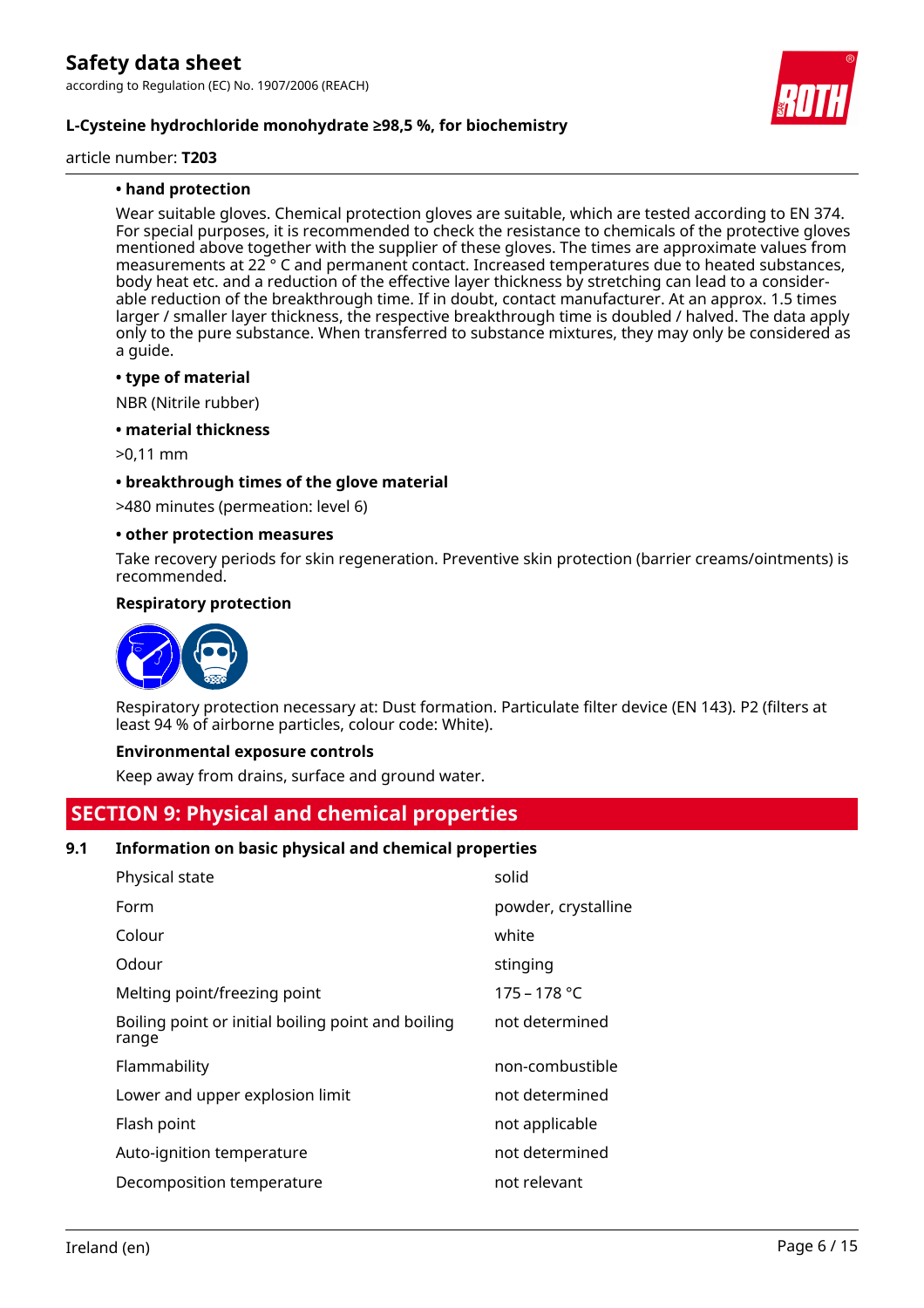**• hand protection**

Wear suitable gloves. Chemical protection gloves are suitable, which are tested according to EN 374. For special purposes, it is recommended to check the resistance to chemicals of the protective gloves mentioned above together with the supplier of these gloves. The times are approximate values from measurements at 22 ° C and permanent contact. Increased temperatures due to heated substances, body heat etc. and a reduction of the effective layer thickness by stretching can lead to a considerable reduction of the breakthrough time. If in doubt, contact manufacturer. At an approx. 1.5 times larger / smaller layer thickness, the respective breakthrough time is doubled / halved. The data apply only to the pure substance. When transferred to substance mixtures, they may only be considered as a guide.

**• type of material**

NBR (Nitrile rubber)

**• material thickness**

>0,11 mm

**• breakthrough times of the glove material**

>480 minutes (permeation: level 6)

**• other protection measures**

Take recovery periods for skin regeneration. Preventive skin protection (barrier creams/ointments) is recommended.

**Respiratory protection**

Respiratory protection necessary at: Dust formation. Particulate filter device (EN 143). P2 (filters at least 94 % of airborne particles, colour code: White).

**Environmental exposure controls**

Keep away from drains, surface and ground water.

## SECTION 9: Physical and chemical properties

### 9.1 Information on basic physical and chemical properties

| Property | Value |
|---|---|
| Physical state | solid |
| Form | powder, crystalline |
| Colour | white |
| Odour | stinging |
| Melting point/freezing point | 175 – 178 °C |
| Boiling point or initial boiling point and boiling range | not determined |
| Flammability | non-combustible |
| Lower and upper explosion limit | not determined |
| Flash point | not applicable |
| Auto-ignition temperature | not determined |
| Decomposition temperature | not relevant |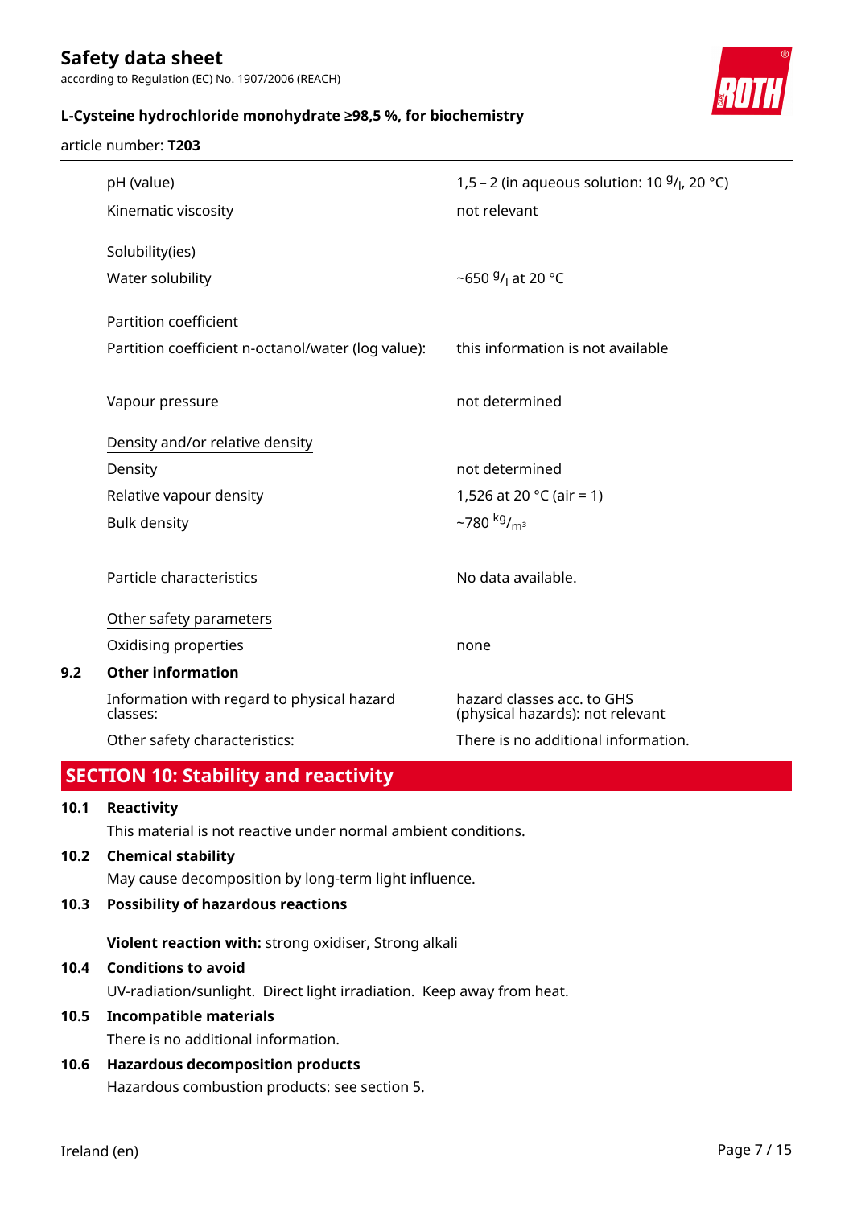| | |
|---|---|
| pH (value) | 1,5 – 2 (in aqueous solution: 10 $^{g}/_{l}$, 20 °C) |
| Kinematic viscosity | not relevant |
| Solubility(ies) | |
| Water solubility | ~650 $^{g}/_{l}$ at 20 °C |
| Partition coefficient | |
| Partition coefficient n-octanol/water (log value): | this information is not available |
| Vapour pressure | not determined |
| Density and/or relative density | |
| Density | not determined |
| Relative vapour density | 1,526 at 20 °C (air = 1) |
| Bulk density | ~780 $^{kg}/_{m^3}$ |
| Particle characteristics | No data available. |
| Other safety parameters | |
| Oxidising properties | none |

### 9.2 Other information

| | |
|---|---|
| Information with regard to physical hazard classes: | hazard classes acc. to GHS (physical hazards): not relevant |
| Other safety characteristics: | There is no additional information. |

## SECTION 10: Stability and reactivity

### 10.1 Reactivity

This material is not reactive under normal ambient conditions.

### 10.2 Chemical stability

May cause decomposition by long-term light influence.

### 10.3 Possibility of hazardous reactions

**Violent reaction with:** strong oxidiser, Strong alkali

### 10.4 Conditions to avoid

UV-radiation/sunlight. Direct light irradiation. Keep away from heat.

### 10.5 Incompatible materials

There is no additional information.

### 10.6 Hazardous decomposition products

Hazardous combustion products: see section 5.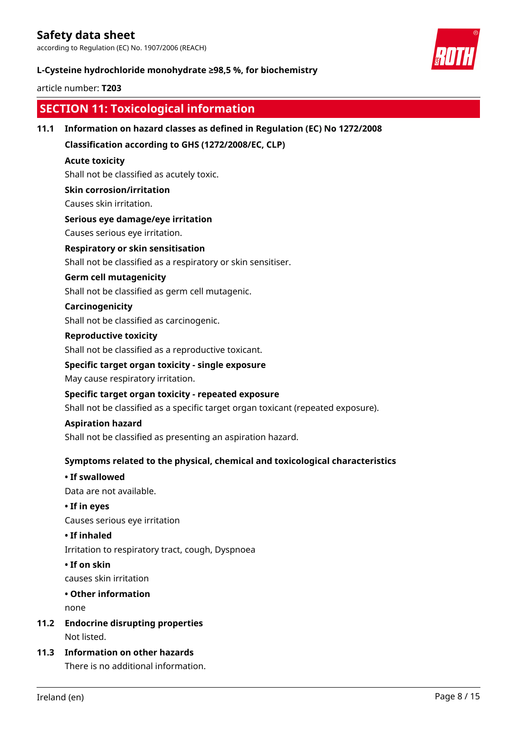## SECTION 11: Toxicological information

### 11.1 Information on hazard classes as defined in Regulation (EC) No 1272/2008

**Classification according to GHS (1272/2008/EC, CLP)**

**Acute toxicity**

Shall not be classified as acutely toxic.

**Skin corrosion/irritation**

Causes skin irritation.

**Serious eye damage/eye irritation**

Causes serious eye irritation.

**Respiratory or skin sensitisation**

Shall not be classified as a respiratory or skin sensitiser.

**Germ cell mutagenicity**

Shall not be classified as germ cell mutagenic.

**Carcinogenicity**

Shall not be classified as carcinogenic.

**Reproductive toxicity**

Shall not be classified as a reproductive toxicant.

**Specific target organ toxicity - single exposure**

May cause respiratory irritation.

**Specific target organ toxicity - repeated exposure**

Shall not be classified as a specific target organ toxicant (repeated exposure).

**Aspiration hazard**

Shall not be classified as presenting an aspiration hazard.

**Symptoms related to the physical, chemical and toxicological characteristics**

**• If swallowed**

Data are not available.

**• If in eyes**

Causes serious eye irritation

**• If inhaled**

Irritation to respiratory tract, cough, Dyspnoea

**• If on skin**

causes skin irritation

**• Other information**

none

### 11.2 Endocrine disrupting properties

Not listed.

### 11.3 Information on other hazards

There is no additional information.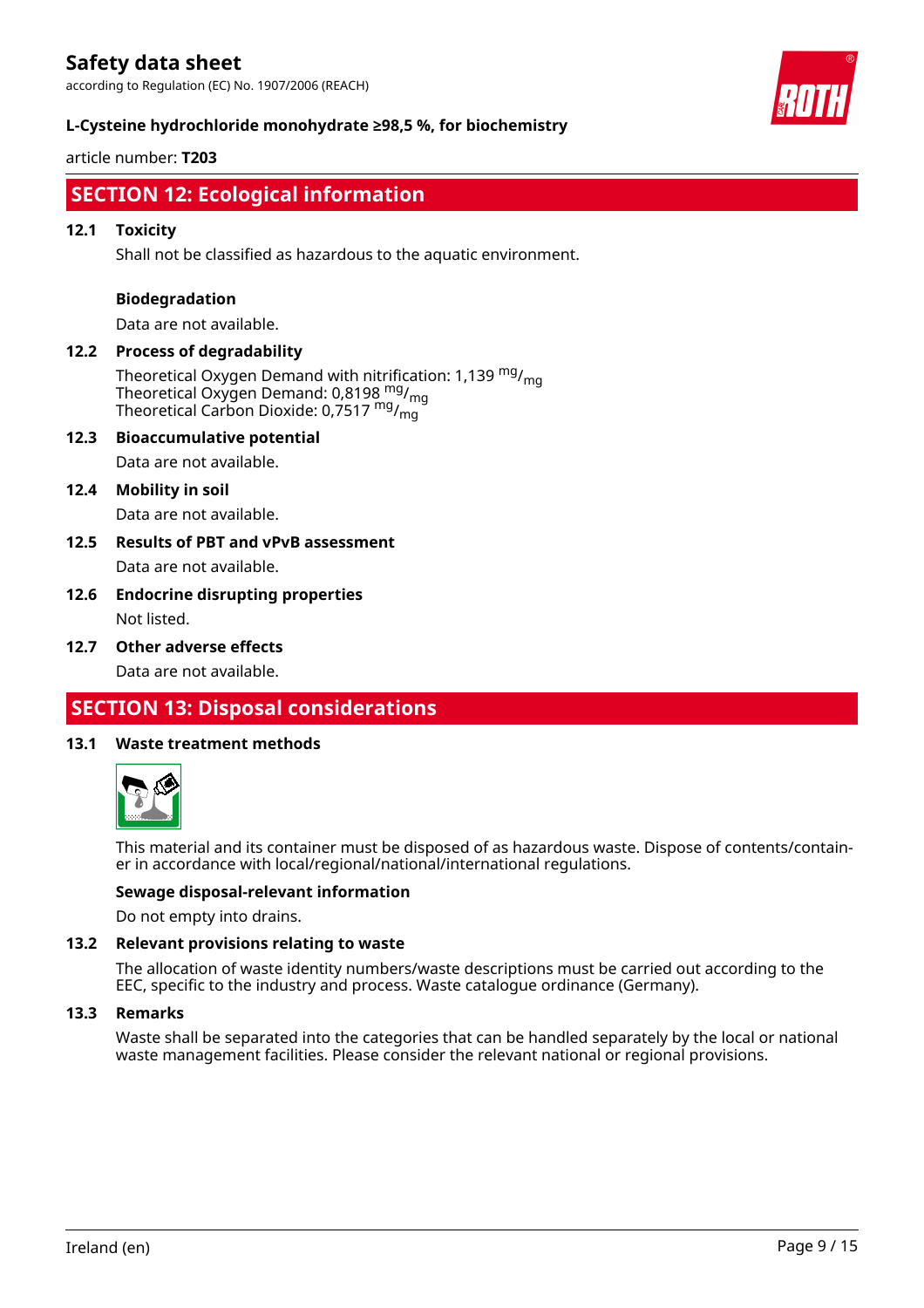## SECTION 12: Ecological information

### 12.1 Toxicity

Shall not be classified as hazardous to the aquatic environment.

**Biodegradation**

Data are not available.

### 12.2 Process of degradability

Theoretical Oxygen Demand with nitrification: 1,139 $^{mg}/_{mg}$
Theoretical Oxygen Demand: 0,8198 $^{mg}/_{mg}$
Theoretical Carbon Dioxide: 0,7517 $^{mg}/_{mg}$

### 12.3 Bioaccumulative potential

Data are not available.

### 12.4 Mobility in soil

Data are not available.

### 12.5 Results of PBT and vPvB assessment

Data are not available.

### 12.6 Endocrine disrupting properties

Not listed.

### 12.7 Other adverse effects

Data are not available.

## SECTION 13: Disposal considerations

### 13.1 Waste treatment methods

This material and its container must be disposed of as hazardous waste. Dispose of contents/container in accordance with local/regional/national/international regulations.

**Sewage disposal-relevant information**

Do not empty into drains.

### 13.2 Relevant provisions relating to waste

The allocation of waste identity numbers/waste descriptions must be carried out according to the EEC, specific to the industry and process. Waste catalogue ordinance (Germany).

### 13.3 Remarks

Waste shall be separated into the categories that can be handled separately by the local or national waste management facilities. Please consider the relevant national or regional provisions.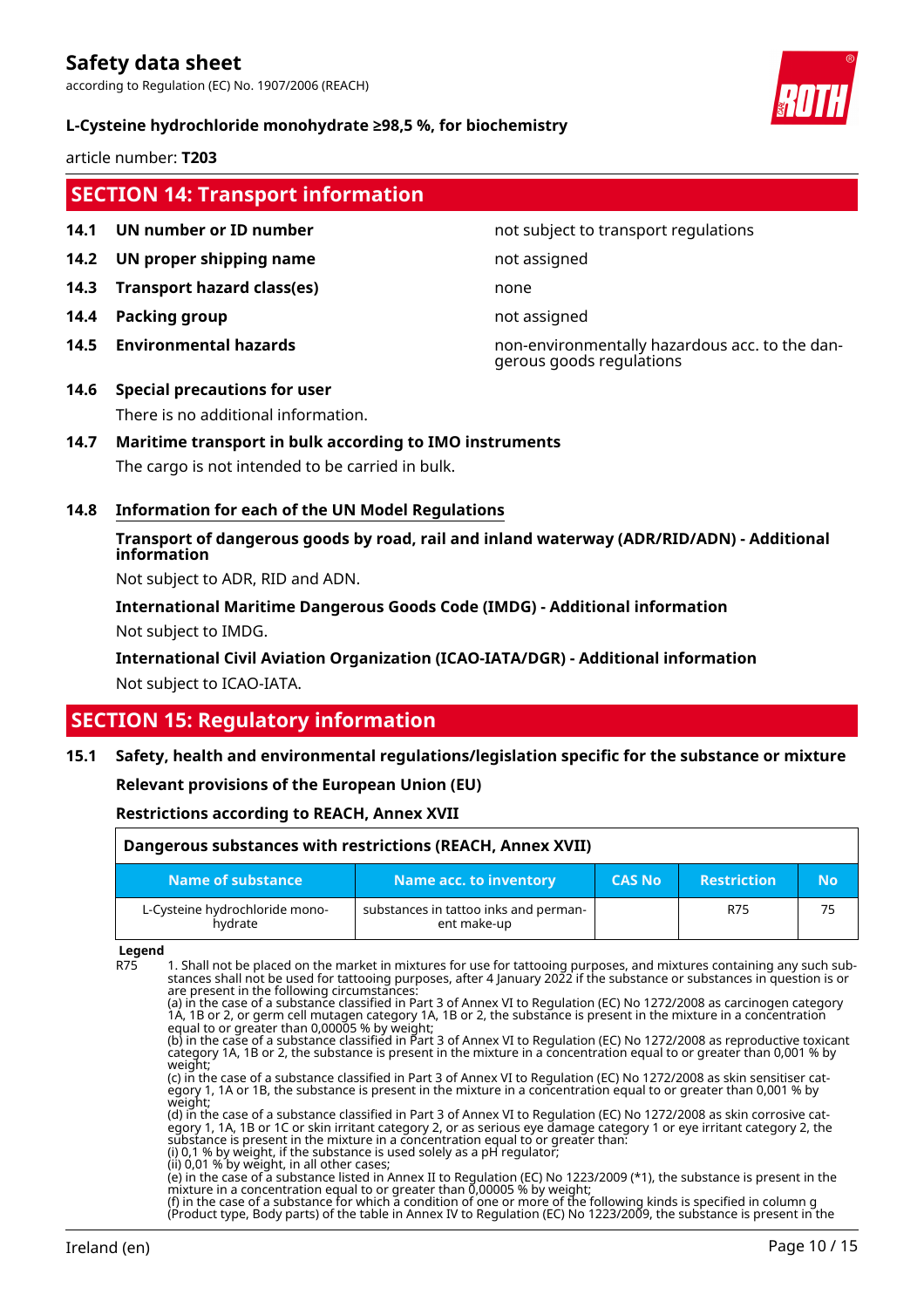## SECTION 14: Transport information

| | | |
|---|---|---|
| **14.1** | **UN number or ID number** | not subject to transport regulations |
| **14.2** | **UN proper shipping name** | not assigned |
| **14.3** | **Transport hazard class(es)** | none |
| **14.4** | **Packing group** | not assigned |
| **14.5** | **Environmental hazards** | non-environmentally hazardous acc. to the dangerous goods regulations |

**14.6 Special precautions for user**

There is no additional information.

**14.7 Maritime transport in bulk according to IMO instruments**

The cargo is not intended to be carried in bulk.

**14.8 Information for each of the UN Model Regulations**

**Transport of dangerous goods by road, rail and inland waterway (ADR/RID/ADN) - Additional information**

Not subject to ADR, RID and ADN.

**International Maritime Dangerous Goods Code (IMDG) - Additional information**

Not subject to IMDG.

**International Civil Aviation Organization (ICAO-IATA/DGR) - Additional information**

Not subject to ICAO-IATA.

## SECTION 15: Regulatory information

**15.1 Safety, health and environmental regulations/legislation specific for the substance or mixture**

**Relevant provisions of the European Union (EU)**

**Restrictions according to REACH, Annex XVII**

**Dangerous substances with restrictions (REACH, Annex XVII)**

| Name of substance | Name acc. to inventory | CAS No | Restriction | No |
|---|---|---|---|---|
| L-Cysteine hydrochloride monohydrate | substances in tattoo inks and permanent make-up | | R75 | 75 |

**Legend**

R75 1. Shall not be placed on the market in mixtures for use for tattooing purposes, and mixtures containing any such substances shall not be used for tattooing purposes, after 4 January 2022 if the substance or substances in question is or are present in the following circumstances:
(a) in the case of a substance classified in Part 3 of Annex VI to Regulation (EC) No 1272/2008 as carcinogen category 1A, 1B or 2, or germ cell mutagen category 1A, 1B or 2, the substance is present in the mixture in a concentration equal to or greater than 0,00005 % by weight;
(b) in the case of a substance classified in Part 3 of Annex VI to Regulation (EC) No 1272/2008 as reproductive toxicant category 1A, 1B or 2, the substance is present in the mixture in a concentration equal to or greater than 0,001 % by weight;
(c) in the case of a substance classified in Part 3 of Annex VI to Regulation (EC) No 1272/2008 as skin sensitiser category 1, 1A or 1B, the substance is present in the mixture in a concentration equal to or greater than 0,001 % by weight;
(d) in the case of a substance classified in Part 3 of Annex VI to Regulation (EC) No 1272/2008 as skin corrosive category 1, 1A, 1B or 1C or skin irritant category 2, or as serious eye damage category 1 or eye irritant category 2, the substance is present in the mixture in a concentration equal to or greater than:
(i) 0,1 % by weight, if the substance is used solely as a pH regulator;
(ii) 0,01 % by weight, in all other cases;
(e) in the case of a substance listed in Annex II to Regulation (EC) No 1223/2009 (*1), the substance is present in the mixture in a concentration equal to or greater than 0,00005 % by weight;
(f) in the case of a substance for which a condition of one or more of the following kinds is specified in column g (Product type, Body parts) of the table in Annex IV to Regulation (EC) No 1223/2009, the substance is present in the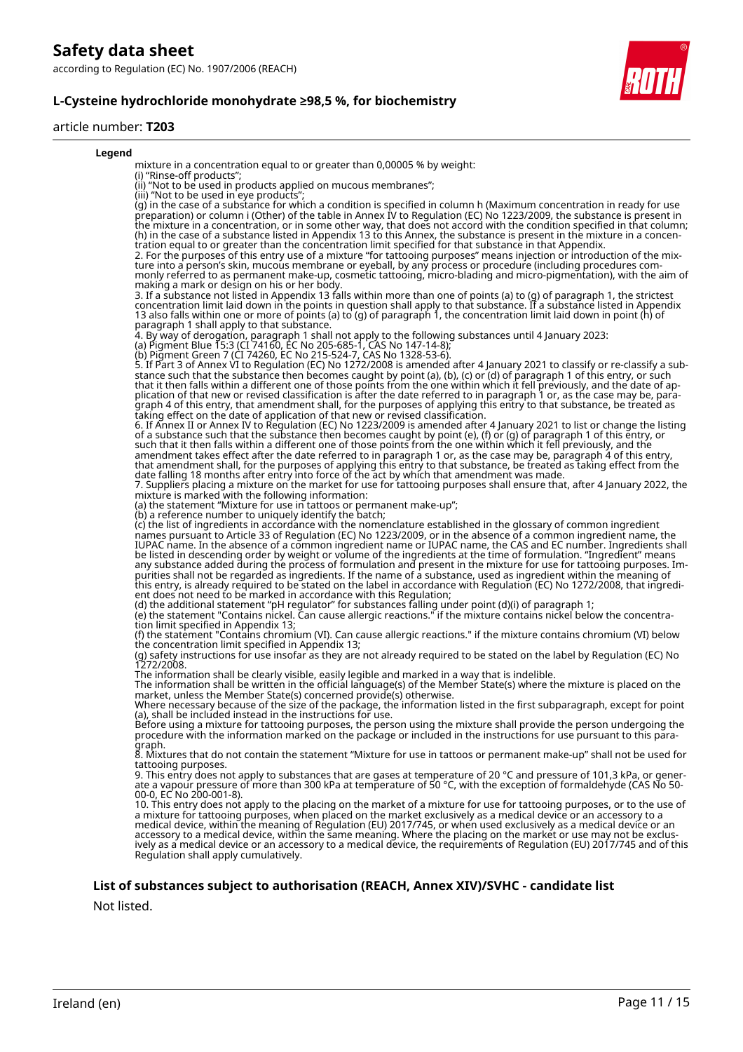**Legend**

mixture in a concentration equal to or greater than 0,00005 % by weight:
(i) "Rinse-off products";
(ii) "Not to be used in products applied on mucous membranes";
(iii) "Not to be used in eye products";
(g) in the case of a substance for which a condition is specified in column h (Maximum concentration in ready for use preparation) or column i (Other) of the table in Annex IV to Regulation (EC) No 1223/2009, the substance is present in the mixture in a concentration, or in some other way, that does not accord with the condition specified in that column;
(h) in the case of a substance listed in Appendix 13 to this Annex, the substance is present in the mixture in a concentration equal to or greater than the concentration limit specified for that substance in that Appendix.
2. For the purposes of this entry use of a mixture "for tattooing purposes" means injection or introduction of the mixture into a person's skin, mucous membrane or eyeball, by any process or procedure (including procedures commonly referred to as permanent make-up, cosmetic tattooing, micro-blading and micro-pigmentation), with the aim of making a mark or design on his or her body.
3. If a substance not listed in Appendix 13 falls within more than one of points (a) to (g) of paragraph 1, the strictest concentration limit laid down in the points in question shall apply to that substance. If a substance listed in Appendix 13 also falls within one or more of points (a) to (g) of paragraph 1, the concentration limit laid down in point (h) of paragraph 1 shall apply to that substance.
4. By way of derogation, paragraph 1 shall not apply to the following substances until 4 January 2023:
(a) Pigment Blue 15:3 (CI 74160, EC No 205-685-1, CAS No 147-14-8);
(b) Pigment Green 7 (CI 74260, EC No 215-524-7, CAS No 1328-53-6).
5. If Part 3 of Annex VI to Regulation (EC) No 1272/2008 is amended after 4 January 2021 to classify or re-classify a substance such that the substance then becomes caught by point (a), (b), (c) or (d) of paragraph 1 of this entry, or such that it then falls within a different one of those points from the one within which it fell previously, and the date of application of that new or revised classification is after the date referred to in paragraph 1 or, as the case may be, paragraph 4 of this entry, that amendment shall, for the purposes of applying this entry to that substance, be treated as taking effect on the date of application of that new or revised classification.
6. If Annex II or Annex IV to Regulation (EC) No 1223/2009 is amended after 4 January 2021 to list or change the listing of a substance such that the substance then becomes caught by point (e), (f) or (g) of paragraph 1 of this entry, or such that it then falls within a different one of those points from the one within which it fell previously, and the amendment takes effect after the date referred to in paragraph 1 or, as the case may be, paragraph 4 of this entry, that amendment shall, for the purposes of applying this entry to that substance, be treated as taking effect from the date falling 18 months after entry into force of the act by which that amendment was made.
7. Suppliers placing a mixture on the market for use for tattooing purposes shall ensure that, after 4 January 2022, the mixture is marked with the following information:
(a) the statement "Mixture for use in tattoos or permanent make-up";
(b) a reference number to uniquely identify the batch;
(c) the list of ingredients in accordance with the nomenclature established in the glossary of common ingredient names pursuant to Article 33 of Regulation (EC) No 1223/2009, or in the absence of a common ingredient name, the IUPAC name. In the absence of a common ingredient name or IUPAC name, the CAS and EC number. Ingredients shall be listed in descending order by weight or volume of the ingredients at the time of formulation. "Ingredient" means any substance added during the process of formulation and present in the mixture for use for tattooing purposes. Impurities shall not be regarded as ingredients. If the name of a substance, used as ingredient within the meaning of this entry, is already required to be stated on the label in accordance with Regulation (EC) No 1272/2008, that ingredient does not need to be marked in accordance with this Regulation;
(d) the additional statement "pH regulator" for substances falling under point (d)(i) of paragraph 1;
(e) the statement "Contains nickel. Can cause allergic reactions." if the mixture contains nickel below the concentration limit specified in Appendix 13;
(f) the statement "Contains chromium (VI). Can cause allergic reactions." if the mixture contains chromium (VI) below the concentration limit specified in Appendix 13;
(g) safety instructions for use insofar as they are not already required to be stated on the label by Regulation (EC) No 1272/2008.
The information shall be clearly visible, easily legible and marked in a way that is indelible.
The information shall be written in the official language(s) of the Member State(s) where the mixture is placed on the market, unless the Member State(s) concerned provide(s) otherwise.
Where necessary because of the size of the package, the information listed in the first subparagraph, except for point (a), shall be included instead in the instructions for use.
Before using a mixture for tattooing purposes, the person using the mixture shall provide the person undergoing the procedure with the information marked on the package or included in the instructions for use pursuant to this paragraph.
8. Mixtures that do not contain the statement "Mixture for use in tattoos or permanent make-up" shall not be used for tattooing purposes.
9. This entry does not apply to substances that are gases at temperature of 20 °C and pressure of 101,3 kPa, or generate a vapour pressure of more than 300 kPa at temperature of 50 °C, with the exception of formaldehyde (CAS No 50-00-0, EC No 200-001-8).
10. This entry does not apply to the placing on the market of a mixture for use for tattooing purposes, or to the use of a mixture for tattooing purposes, when placed on the market exclusively as a medical device or an accessory to a medical device, within the meaning of Regulation (EU) 2017/745, or when used exclusively as a medical device or an accessory to a medical device, within the same meaning. Where the placing on the market or use may not be exclusively as a medical device or an accessory to a medical device, the requirements of Regulation (EU) 2017/745 and of this Regulation shall apply cumulatively.

### List of substances subject to authorisation (REACH, Annex XIV)/SVHC - candidate list

Not listed.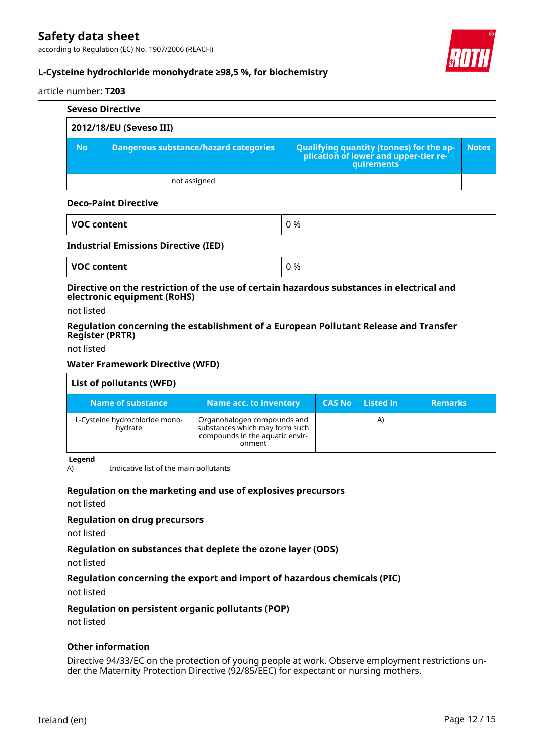#### Seveso Directive

| 2012/18/EU (Seveso III) | | | |
|---|---|---|---|
| **No** | **Dangerous substance/hazard categories** | **Qualifying quantity (tonnes) for the application of lower and upper-tier requirements** | **Notes** |
| | not assigned | | |

#### Deco-Paint Directive

| VOC content | 0 % |
|---|---|

#### Industrial Emissions Directive (IED)

| VOC content | 0 % |
|---|---|

#### Directive on the restriction of the use of certain hazardous substances in electrical and electronic equipment (RoHS)

not listed

#### Regulation concerning the establishment of a European Pollutant Release and Transfer Register (PRTR)

not listed

#### Water Framework Directive (WFD)

| List of pollutants (WFD) | | | | |
|---|---|---|---|---|
| **Name of substance** | **Name acc. to inventory** | **CAS No** | **Listed in** | **Remarks** |
| L-Cysteine hydrochloride monohydrate | Organohalogen compounds and substances which may form such compounds in the aquatic environment | | A) | |

**Legend**

A) Indicative list of the main pollutants

#### Regulation on the marketing and use of explosives precursors

not listed

#### Regulation on drug precursors

not listed

#### Regulation on substances that deplete the ozone layer (ODS)

not listed

#### Regulation concerning the export and import of hazardous chemicals (PIC)

not listed

#### Regulation on persistent organic pollutants (POP)

not listed

#### Other information

Directive 94/33/EC on the protection of young people at work. Observe employment restrictions under the Maternity Protection Directive (92/85/EEC) for expectant or nursing mothers.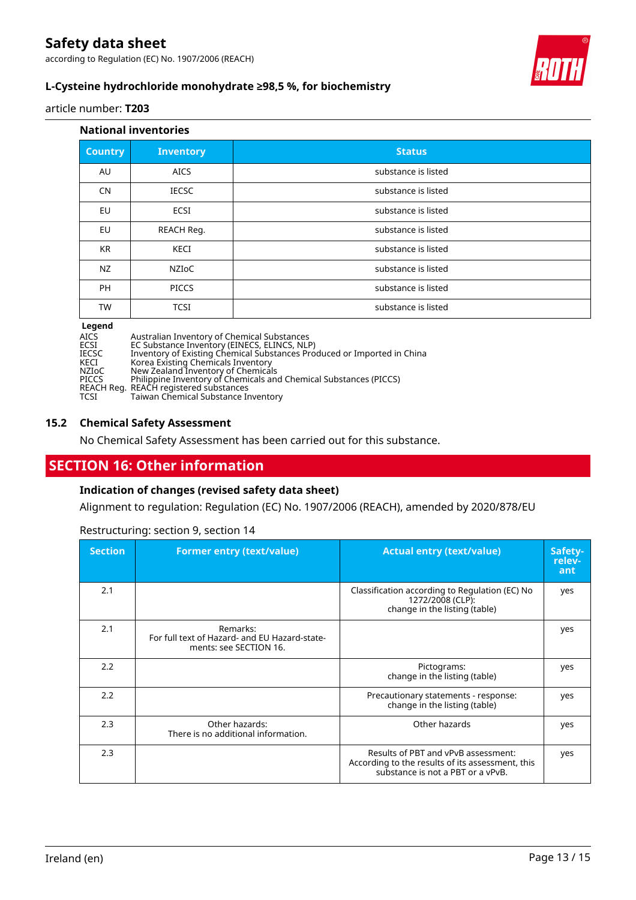### National inventories

| Country | Inventory | Status |
|---|---|---|
| AU | AICS | substance is listed |
| CN | IECSC | substance is listed |
| EU | ECSI | substance is listed |
| EU | REACH Reg. | substance is listed |
| KR | KECI | substance is listed |
| NZ | NZIoC | substance is listed |
| PH | PICCS | substance is listed |
| TW | TCSI | substance is listed |

**Legend**

| | |
|---|---|
| AICS | Australian Inventory of Chemical Substances |
| ECSI | EC Substance Inventory (EINECS, ELINCS, NLP) |
| IECSC | Inventory of Existing Chemical Substances Produced or Imported in China |
| KECI | Korea Existing Chemicals Inventory |
| NZIoC | New Zealand Inventory of Chemicals |
| PICCS | Philippine Inventory of Chemicals and Chemical Substances (PICCS) |
| REACH Reg. | REACH registered substances |
| TCSI | Taiwan Chemical Substance Inventory |

### 15.2 Chemical Safety Assessment

No Chemical Safety Assessment has been carried out for this substance.

## SECTION 16: Other information

### Indication of changes (revised safety data sheet)

Alignment to regulation: Regulation (EC) No. 1907/2006 (REACH), amended by 2020/878/EU

Restructuring: section 9, section 14

| Section | Former entry (text/value) | Actual entry (text/value) | Safety-relevant |
|---|---|---|---|
| 2.1 | | Classification according to Regulation (EC) No 1272/2008 (CLP): change in the listing (table) | yes |
| 2.1 | Remarks: For full text of Hazard- and EU Hazard-statements: see SECTION 16. | | yes |
| 2.2 | | Pictograms: change in the listing (table) | yes |
| 2.2 | | Precautionary statements - response: change in the listing (table) | yes |
| 2.3 | Other hazards: There is no additional information. | Other hazards | yes |
| 2.3 | | Results of PBT and vPvB assessment: According to the results of its assessment, this substance is not a PBT or a vPvB. | yes |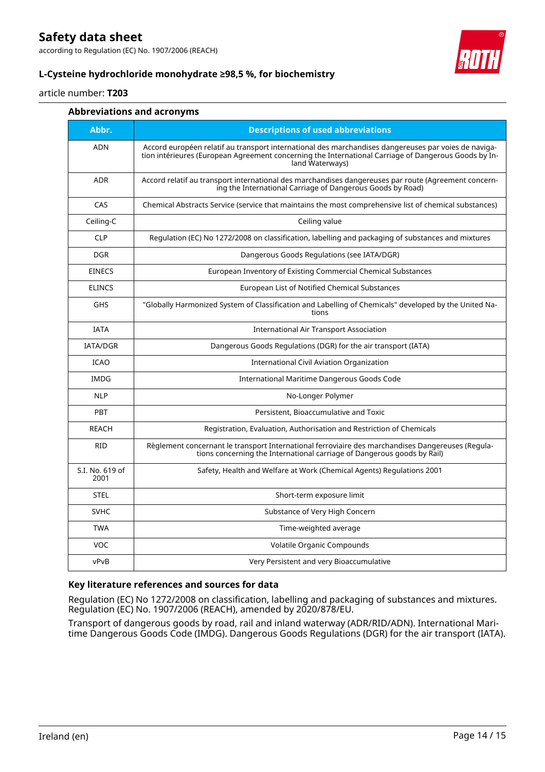### Abbreviations and acronyms

| Abbr. | Descriptions of used abbreviations |
|---|---|
| ADN | Accord européen relatif au transport international des marchandises dangereuses par voies de navigation intérieures (European Agreement concerning the International Carriage of Dangerous Goods by Inland Waterways) |
| ADR | Accord relatif au transport international des marchandises dangereuses par route (Agreement concerning the International Carriage of Dangerous Goods by Road) |
| CAS | Chemical Abstracts Service (service that maintains the most comprehensive list of chemical substances) |
| Ceiling-C | Ceiling value |
| CLP | Regulation (EC) No 1272/2008 on classification, labelling and packaging of substances and mixtures |
| DGR | Dangerous Goods Regulations (see IATA/DGR) |
| EINECS | European Inventory of Existing Commercial Chemical Substances |
| ELINCS | European List of Notified Chemical Substances |
| GHS | "Globally Harmonized System of Classification and Labelling of Chemicals" developed by the United Nations |
| IATA | International Air Transport Association |
| IATA/DGR | Dangerous Goods Regulations (DGR) for the air transport (IATA) |
| ICAO | International Civil Aviation Organization |
| IMDG | International Maritime Dangerous Goods Code |
| NLP | No-Longer Polymer |
| PBT | Persistent, Bioaccumulative and Toxic |
| REACH | Registration, Evaluation, Authorisation and Restriction of Chemicals |
| RID | Règlement concernant le transport International ferroviaire des marchandises Dangereuses (Regulations concerning the International carriage of Dangerous goods by Rail) |
| S.I. No. 619 of 2001 | Safety, Health and Welfare at Work (Chemical Agents) Regulations 2001 |
| STEL | Short-term exposure limit |
| SVHC | Substance of Very High Concern |
| TWA | Time-weighted average |
| VOC | Volatile Organic Compounds |
| vPvB | Very Persistent and very Bioaccumulative |

### Key literature references and sources for data

Regulation (EC) No 1272/2008 on classification, labelling and packaging of substances and mixtures. Regulation (EC) No. 1907/2006 (REACH), amended by 2020/878/EU.

Transport of dangerous goods by road, rail and inland waterway (ADR/RID/ADN). International Maritime Dangerous Goods Code (IMDG). Dangerous Goods Regulations (DGR) for the air transport (IATA).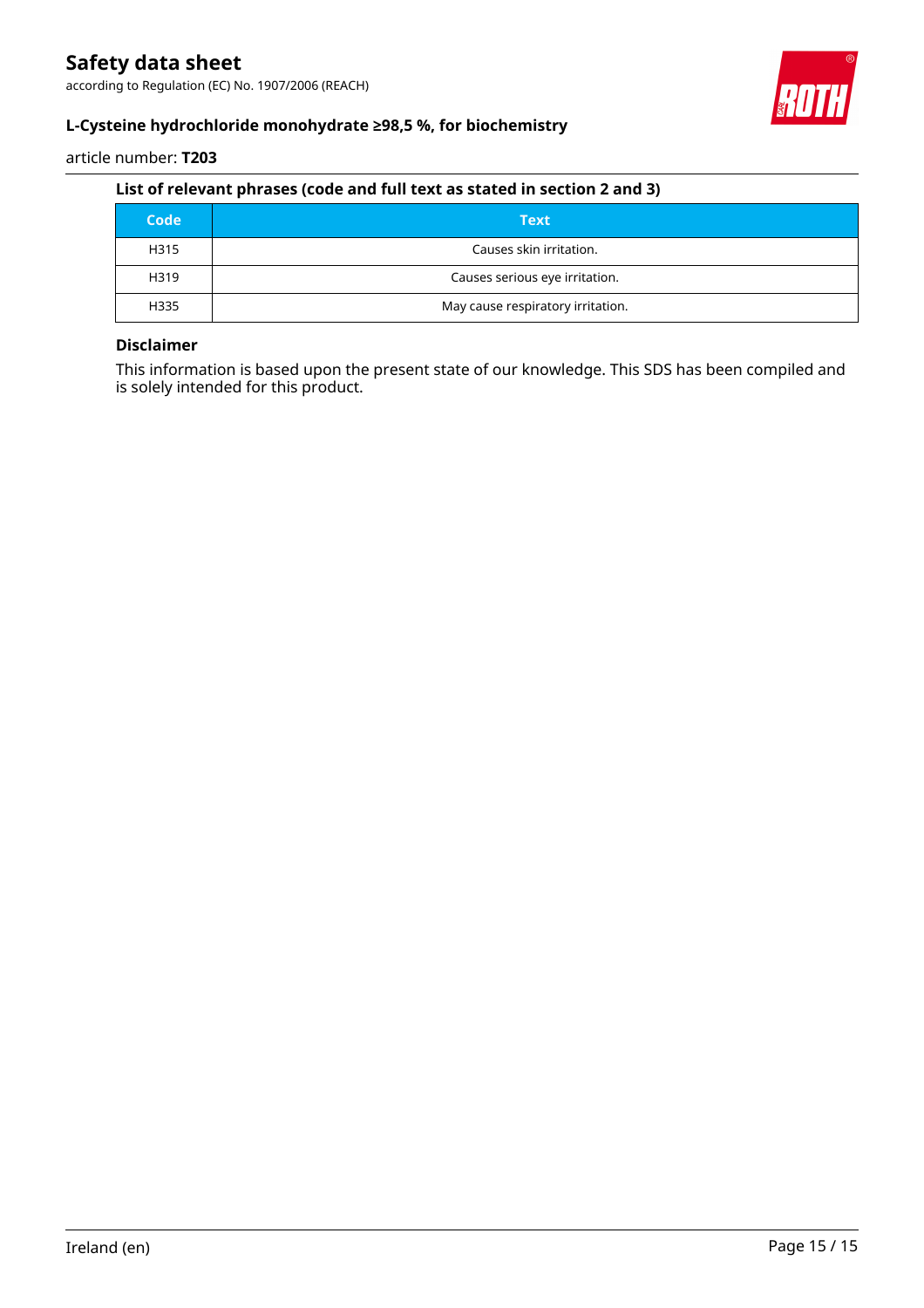#### List of relevant phrases (code and full text as stated in section 2 and 3)

| Code | Text |
| --- | --- |
| H315 | Causes skin irritation. |
| H319 | Causes serious eye irritation. |
| H335 | May cause respiratory irritation. |

#### Disclaimer

This information is based upon the present state of our knowledge. This SDS has been compiled and is solely intended for this product.